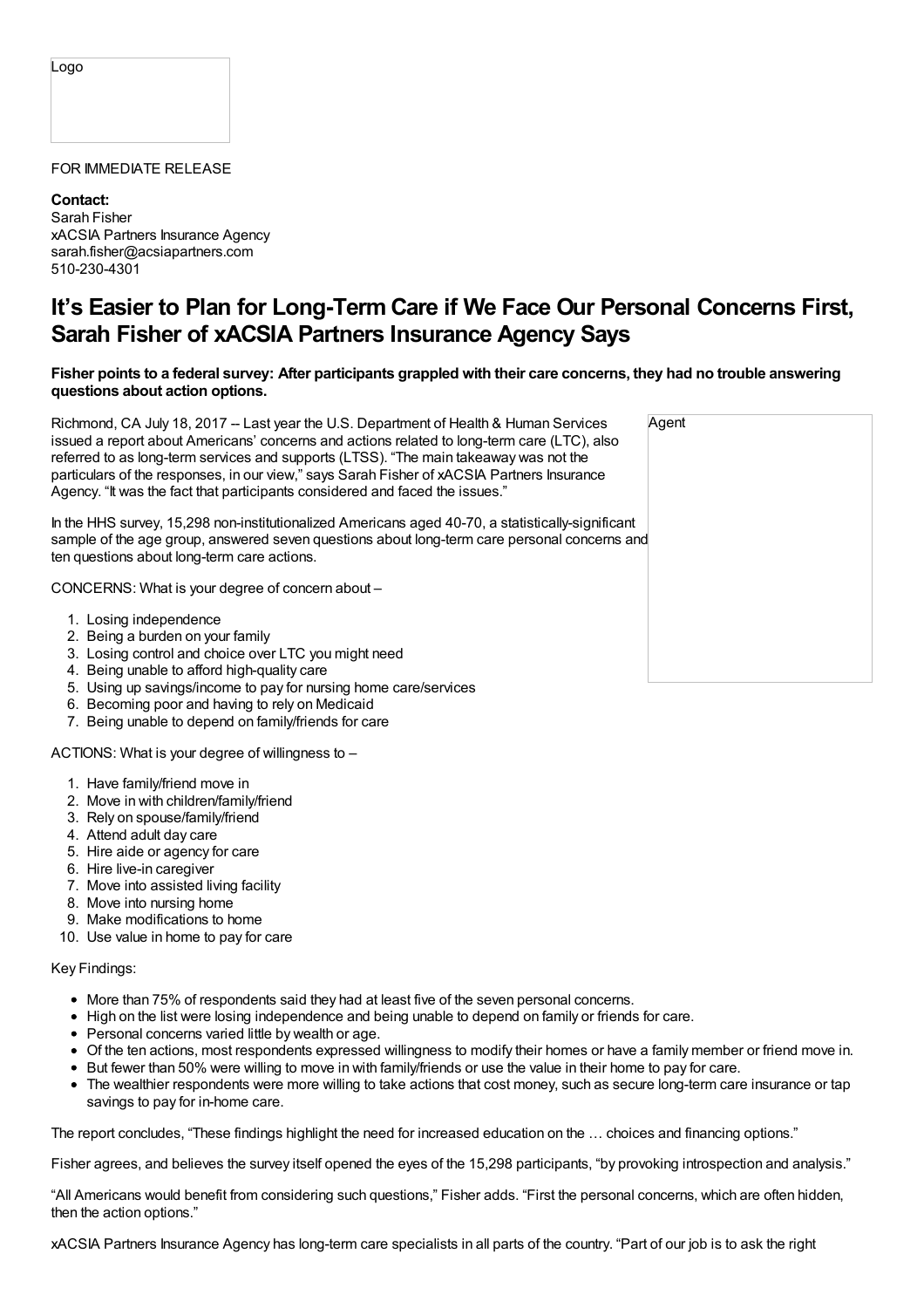Logo

FOR IMMEDIATE RELEASE

**Contact:**
Sarah Fisher
xACSIA Partners Insurance Agency
sarah.fisher@acsiapartners.com
510-230-4301

# It's Easier to Plan for Long-Term Care if We Face Our Personal Concerns First, Sarah Fisher of xACSIA Partners Insurance Agency Says

**Fisher points to a federal survey: After participants grappled with their care concerns, they had no trouble answering questions about action options.**

Agent

Richmond, CA July 18, 2017 -- Last year the U.S. Department of Health & Human Services issued a report about Americans' concerns and actions related to long-term care (LTC), also referred to as long-term services and supports (LTSS). "The main takeaway was not the particulars of the responses, in our view," says Sarah Fisher of xACSIA Partners Insurance Agency. "It was the fact that participants considered and faced the issues."

In the HHS survey, 15,298 non-institutionalized Americans aged 40-70, a statistically-significant sample of the age group, answered seven questions about long-term care personal concerns and ten questions about long-term care actions.

CONCERNS: What is your degree of concern about –

1. Losing independence
2. Being a burden on your family
3. Losing control and choice over LTC you might need
4. Being unable to afford high-quality care
5. Using up savings/income to pay for nursing home care/services
6. Becoming poor and having to rely on Medicaid
7. Being unable to depend on family/friends for care

ACTIONS: What is your degree of willingness to –

1. Have family/friend move in
2. Move in with children/family/friend
3. Rely on spouse/family/friend
4. Attend adult day care
5. Hire aide or agency for care
6. Hire live-in caregiver
7. Move into assisted living facility
8. Move into nursing home
9. Make modifications to home
10. Use value in home to pay for care

Key Findings:

- More than 75% of respondents said they had at least five of the seven personal concerns.
- High on the list were losing independence and being unable to depend on family or friends for care.
- Personal concerns varied little by wealth or age.
- Of the ten actions, most respondents expressed willingness to modify their homes or have a family member or friend move in.
- But fewer than 50% were willing to move in with family/friends or use the value in their home to pay for care.
- The wealthier respondents were more willing to take actions that cost money, such as secure long-term care insurance or tap savings to pay for in-home care.

The report concludes, "These findings highlight the need for increased education on the … choices and financing options."

Fisher agrees, and believes the survey itself opened the eyes of the 15,298 participants, "by provoking introspection and analysis."

"All Americans would benefit from considering such questions," Fisher adds. "First the personal concerns, which are often hidden, then the action options."

xACSIA Partners Insurance Agency has long-term care specialists in all parts of the country. "Part of our job is to ask the right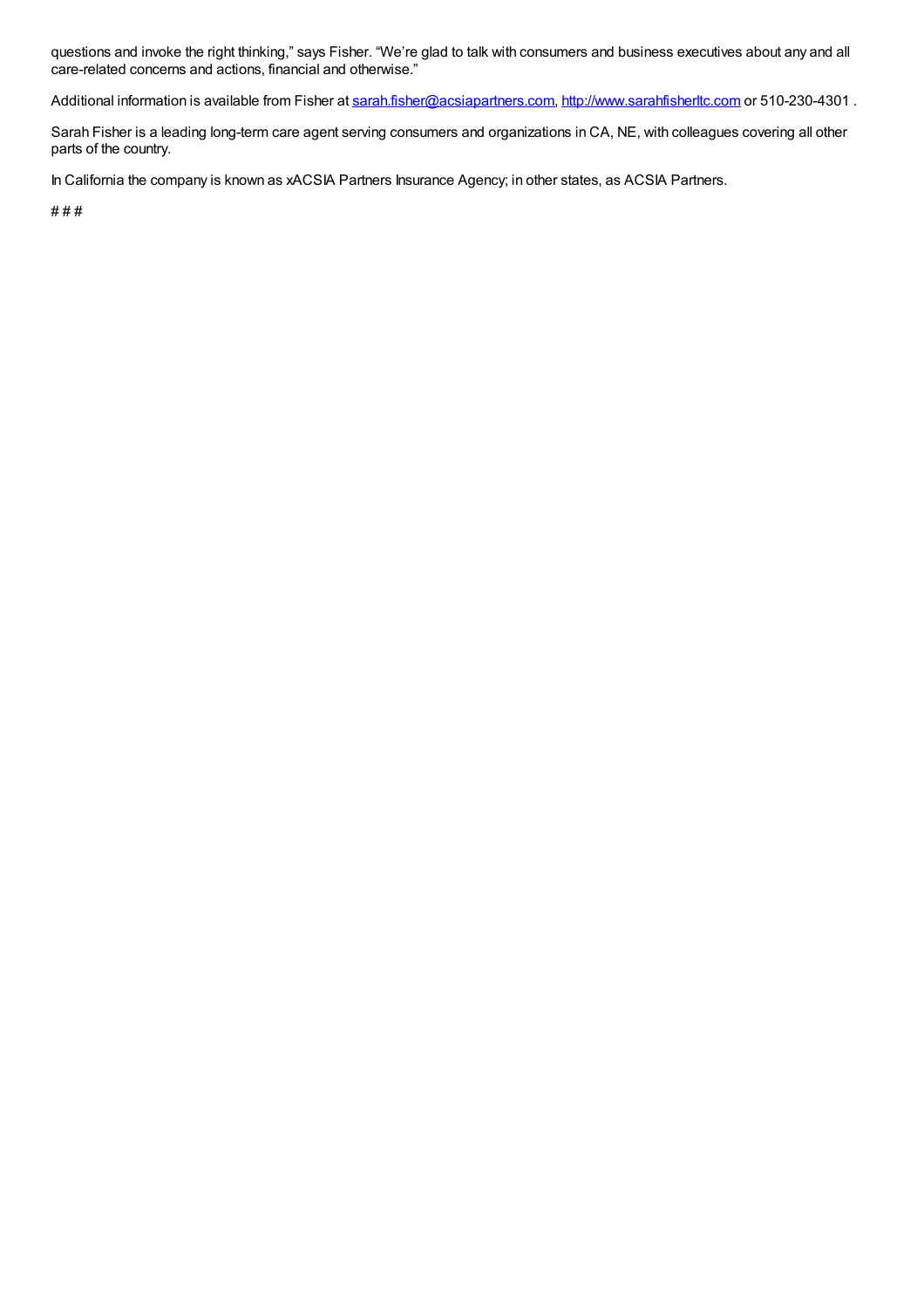questions and invoke the right thinking," says Fisher. "We're glad to talk with consumers and business executives about any and all care-related concerns and actions, financial and otherwise."

Additional information is available from Fisher at sarah.fisher@acsiapartners.com, http://www.sarahfisherltc.com or 510-230-4301 .

Sarah Fisher is a leading long-term care agent serving consumers and organizations in CA, NE, with colleagues covering all other parts of the country.

In California the company is known as xACSIA Partners Insurance Agency; in other states, as ACSIA Partners.

# # #